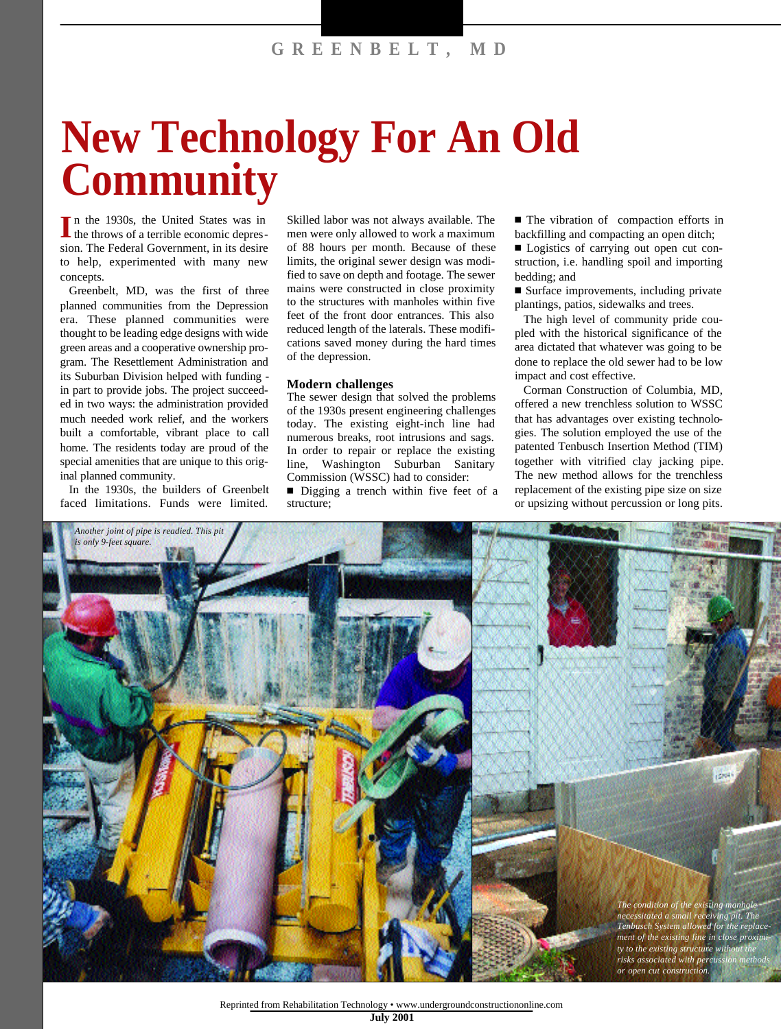# New Technology For An Old Community

In the 1930s, the United States was in the throws of a terrible economic depression. The Federal Government, in its desire to help, experimented with many new concepts.

Greenbelt, MD, was the first of three planned communities from the Depression era. These planned communities were thought to be leading edge designs with wide green areas and a cooperative ownership program. The Resettlement Administration and its Suburban Division helped with funding - in part to provide jobs. The project succeeded in two ways: the administration provided much needed work relief, and the workers built a comfortable, vibrant place to call home. The residents today are proud of the special amenities that are unique to this original planned community.

In the 1930s, the builders of Greenbelt faced limitations. Funds were limited. Skilled labor was not always available. The men were only allowed to work a maximum of 88 hours per month. Because of these limits, the original sewer design was modified to save on depth and footage. The sewer mains were constructed in close proximity to the structures with manholes within five feet of the front door entrances. This also reduced length of the laterals. These modifications saved money during the hard times of the depression.

## Modern challenges

The sewer design that solved the problems of the 1930s present engineering challenges today. The existing eight-inch line had numerous breaks, root intrusions and sags. In order to repair or replace the existing line, Washington Suburban Sanitary Commission (WSSC) had to consider:

- Digging a trench within five feet of a structure;
- The vibration of compaction efforts in backfilling and compacting an open ditch;
- Logistics of carrying out open cut construction, i.e. handling spoil and importing bedding; and
- Surface improvements, including private plantings, patios, sidewalks and trees.

The high level of community pride coupled with the historical significance of the area dictated that whatever was going to be done to replace the old sewer had to be low impact and cost effective.

Corman Construction of Columbia, MD, offered a new trenchless solution to WSSC that has advantages over existing technologies. The solution employed the use of the patented Tenbusch Insertion Method (TIM) together with vitrified clay jacking pipe. The new method allows for the trenchless replacement of the existing pipe size on size or upsizing without percussion or long pits.

*Another joint of pipe is readied. This pit is only 9-feet square.*

*The condition of the existing manhole necessitated a small receiving pit. The Tenbusch System allowed for the replacement of the existing line in close proximity to the existing structure without the risks associated with percussion methods or open cut construction.*

Reprinted from Rehabilitation Technology • www.undergroundconstructiononline.com
**July 2001**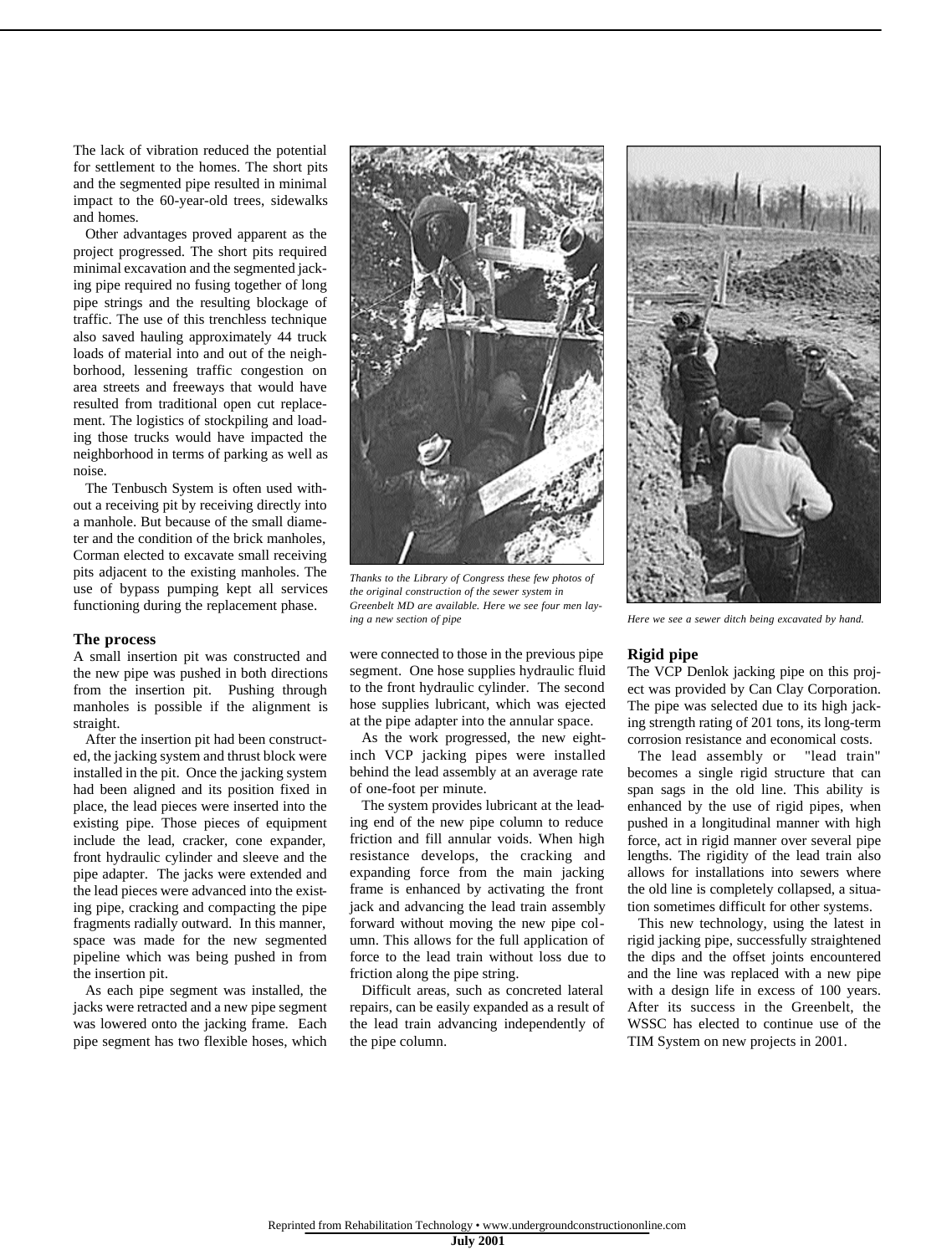The lack of vibration reduced the potential for settlement to the homes. The short pits and the segmented pipe resulted in minimal impact to the 60-year-old trees, sidewalks and homes.

Other advantages proved apparent as the project progressed. The short pits required minimal excavation and the segmented jacking pipe required no fusing together of long pipe strings and the resulting blockage of traffic. The use of this trenchless technique also saved hauling approximately 44 truck loads of material into and out of the neighborhood, lessening traffic congestion on area streets and freeways that would have resulted from traditional open cut replacement. The logistics of stockpiling and loading those trucks would have impacted the neighborhood in terms of parking as well as noise.

The Tenbusch System is often used without a receiving pit by receiving directly into a manhole. But because of the small diameter and the condition of the brick manholes, Corman elected to excavate small receiving pits adjacent to the existing manholes. The use of bypass pumping kept all services functioning during the replacement phase.

### The process

A small insertion pit was constructed and the new pipe was pushed in both directions from the insertion pit. Pushing through manholes is possible if the alignment is straight.

After the insertion pit had been constructed, the jacking system and thrust block were installed in the pit. Once the jacking system had been aligned and its position fixed in place, the lead pieces were inserted into the existing pipe. Those pieces of equipment include the lead, cracker, cone expander, front hydraulic cylinder and sleeve and the pipe adapter. The jacks were extended and the lead pieces were advanced into the existing pipe, cracking and compacting the pipe fragments radially outward. In this manner, space was made for the new segmented pipeline which was being pushed in from the insertion pit.

As each pipe segment was installed, the jacks were retracted and a new pipe segment was lowered onto the jacking frame. Each pipe segment has two flexible hoses, which were connected to those in the previous pipe segment. One hose supplies hydraulic fluid to the front hydraulic cylinder. The second hose supplies lubricant, which was ejected at the pipe adapter into the annular space.

As the work progressed, the new eight-inch VCP jacking pipes were installed behind the lead assembly at an average rate of one-foot per minute.

The system provides lubricant at the leading end of the new pipe column to reduce friction and fill annular voids. When high resistance develops, the cracking and expanding force from the main jacking frame is enhanced by activating the front jack and advancing the lead train assembly forward without moving the new pipe column. This allows for the full application of force to the lead train without loss due to friction along the pipe string.

Difficult areas, such as concreted lateral repairs, can be easily expanded as a result of the lead train advancing independently of the pipe column.

*Thanks to the Library of Congress these few photos of the original construction of the sewer system in Greenbelt MD are available. Here we see four men laying a new section of pipe*

*Here we see a sewer ditch being excavated by hand.*

### Rigid pipe

The VCP Denlok jacking pipe on this project was provided by Can Clay Corporation. The pipe was selected due to its high jacking strength rating of 201 tons, its long-term corrosion resistance and economical costs.

The lead assembly or "lead train" becomes a single rigid structure that can span sags in the old line. This ability is enhanced by the use of rigid pipes, when pushed in a longitudinal manner with high force, act in rigid manner over several pipe lengths. The rigidity of the lead train also allows for installations into sewers where the old line is completely collapsed, a situation sometimes difficult for other systems.

This new technology, using the latest in rigid jacking pipe, successfully straightened the dips and the offset joints encountered and the line was replaced with a new pipe with a design life in excess of 100 years. After its success in the Greenbelt, the WSSC has elected to continue use of the TIM System on new projects in 2001.